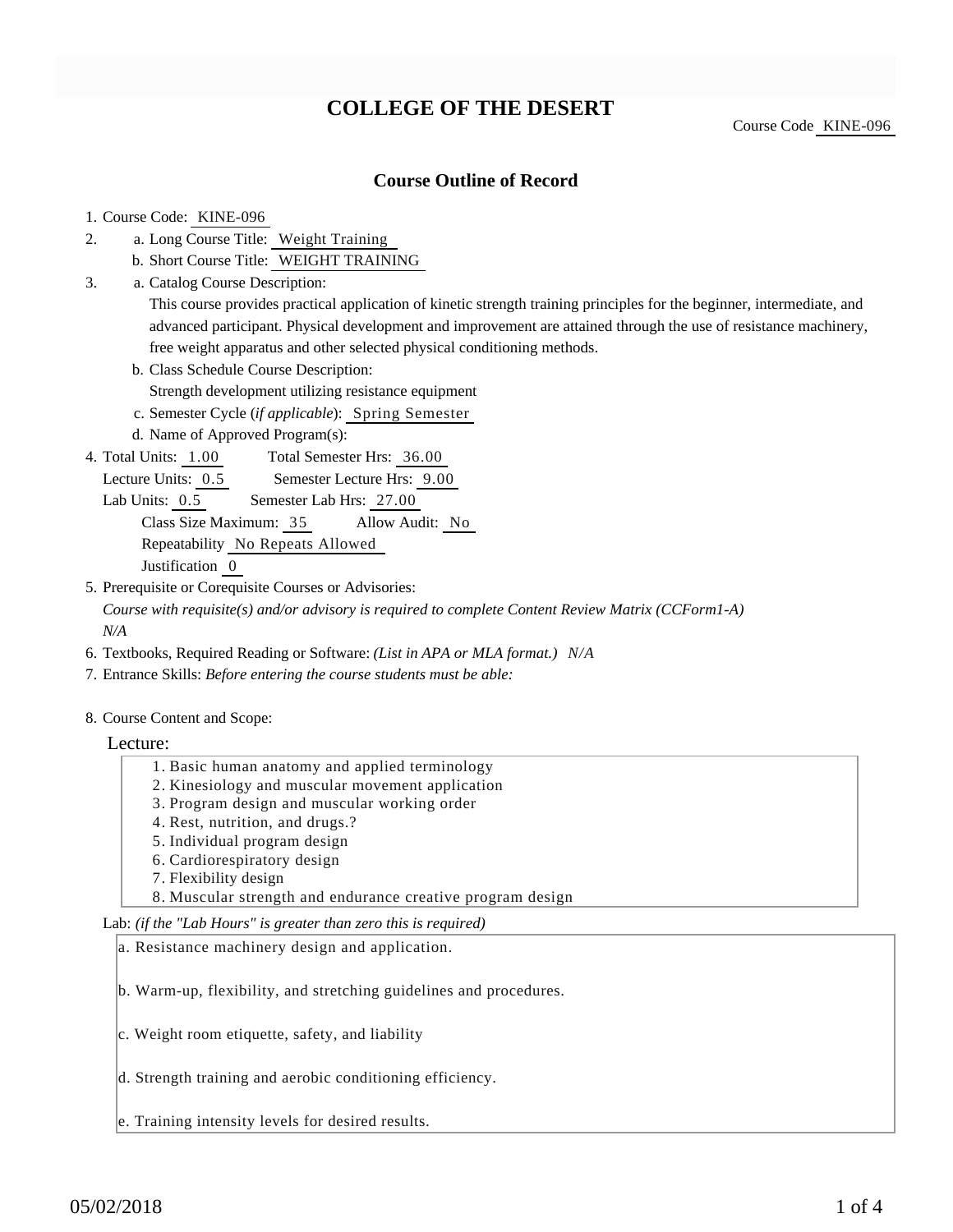# COLLEGE OF THE DESERT

Course Code KINE-096

## Course Outline of Record

1. Course Code: KINE-096
2. a. Long Course Title: Weight Training
   b. Short Course Title: WEIGHT TRAINING
3. a. Catalog Course Description:
   This course provides practical application of kinetic strength training principles for the beginner, intermediate, and advanced participant. Physical development and improvement are attained through the use of resistance machinery, free weight apparatus and other selected physical conditioning methods.
   b. Class Schedule Course Description:
   Strength development utilizing resistance equipment
   c. Semester Cycle (*if applicable*): Spring Semester
   d. Name of Approved Program(s):
4. Total Units: 1.00 Total Semester Hrs: 36.00
   Lecture Units: 0.5 Semester Lecture Hrs: 9.00
   Lab Units: 0.5 Semester Lab Hrs: 27.00
   Class Size Maximum: 35 Allow Audit: No
   Repeatability No Repeats Allowed
   Justification 0
5. Prerequisite or Corequisite Courses or Advisories:
   *Course with requisite(s) and/or advisory is required to complete Content Review Matrix (CCForm1-A)*
   *N/A*
6. Textbooks, Required Reading or Software: *(List in APA or MLA format.) N/A*
7. Entrance Skills: *Before entering the course students must be able:*

8. Course Content and Scope:

Lecture:

1. Basic human anatomy and applied terminology
2. Kinesiology and muscular movement application
3. Program design and muscular working order
4. Rest, nutrition, and drugs.?
5. Individual program design
6. Cardiorespiratory design
7. Flexibility design
8. Muscular strength and endurance creative program design

Lab: *(if the "Lab Hours" is greater than zero this is required)*

a. Resistance machinery design and application.

b. Warm-up, flexibility, and stretching guidelines and procedures.

c. Weight room etiquette, safety, and liability

d. Strength training and aerobic conditioning efficiency.

e. Training intensity levels for desired results.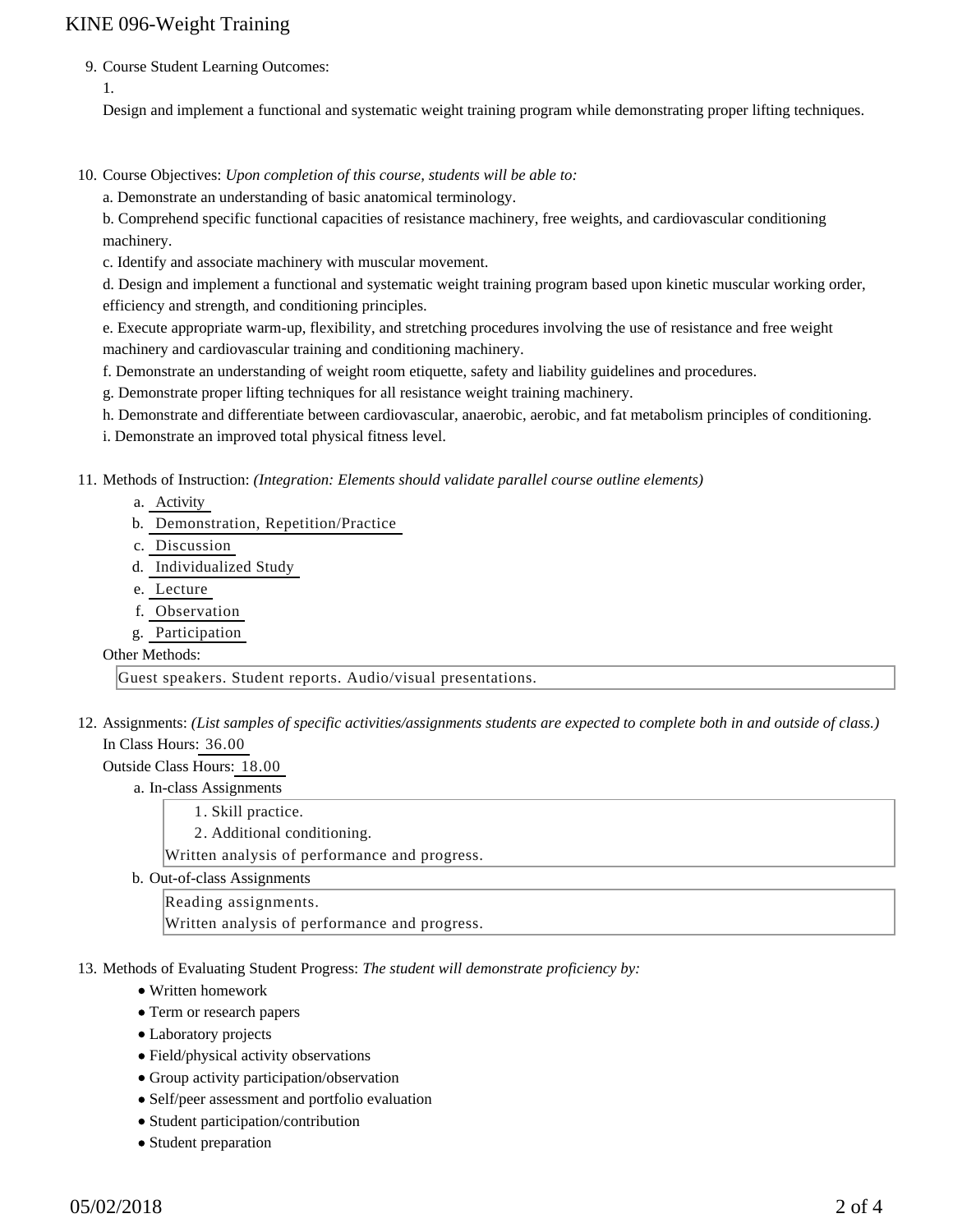9. Course Student Learning Outcomes:

   1.

   Design and implement a functional and systematic weight training program while demonstrating proper lifting techniques.

10. Course Objectives: *Upon completion of this course, students will be able to:*

    a. Demonstrate an understanding of basic anatomical terminology.

    b. Comprehend specific functional capacities of resistance machinery, free weights, and cardiovascular conditioning machinery.

    c. Identify and associate machinery with muscular movement.

    d. Design and implement a functional and systematic weight training program based upon kinetic muscular working order, efficiency and strength, and conditioning principles.

    e. Execute appropriate warm-up, flexibility, and stretching procedures involving the use of resistance and free weight machinery and cardiovascular training and conditioning machinery.

    f. Demonstrate an understanding of weight room etiquette, safety and liability guidelines and procedures.

    g. Demonstrate proper lifting techniques for all resistance weight training machinery.

    h. Demonstrate and differentiate between cardiovascular, anaerobic, aerobic, and fat metabolism principles of conditioning.

    i. Demonstrate an improved total physical fitness level.

11. Methods of Instruction: *(Integration: Elements should validate parallel course outline elements)*

    a. Activity
    b. Demonstration, Repetition/Practice
    c. Discussion
    d. Individualized Study
    e. Lecture
    f. Observation
    g. Participation

    Other Methods:

    Guest speakers. Student reports. Audio/visual presentations.

12. Assignments: *(List samples of specific activities/assignments students are expected to complete both in and outside of class.)*

    In Class Hours: 36.00

    Outside Class Hours: 18.00

    a. In-class Assignments

       1. Skill practice.
       2. Additional conditioning.

       Written analysis of performance and progress.

    b. Out-of-class Assignments

       Reading assignments.
       Written analysis of performance and progress.

13. Methods of Evaluating Student Progress: *The student will demonstrate proficiency by:*

    - Written homework
    - Term or research papers
    - Laboratory projects
    - Field/physical activity observations
    - Group activity participation/observation
    - Self/peer assessment and portfolio evaluation
    - Student participation/contribution
    - Student preparation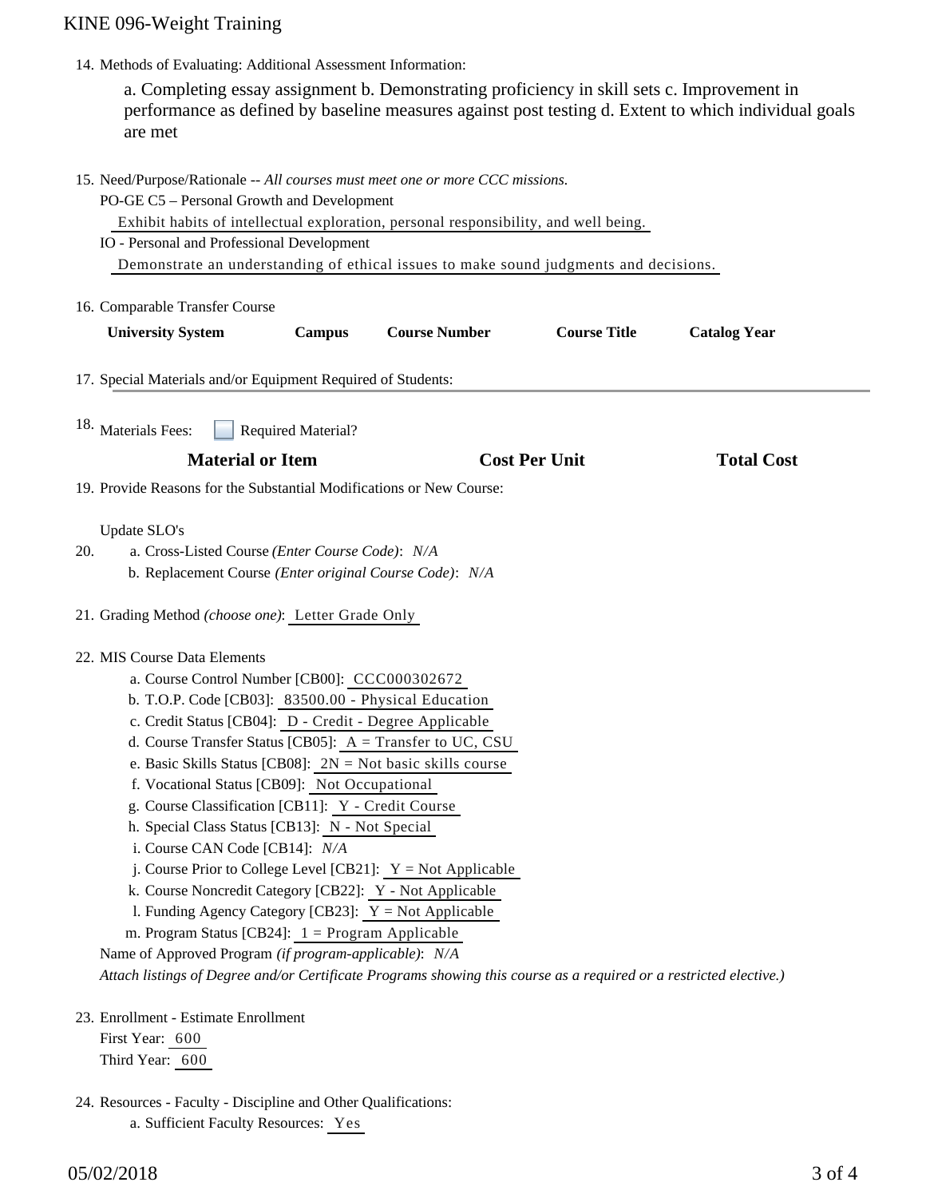14. Methods of Evaluating: Additional Assessment Information:

    a. Completing essay assignment b. Demonstrating proficiency in skill sets c. Improvement in performance as defined by baseline measures against post testing d. Extent to which individual goals are met

15. Need/Purpose/Rationale -- *All courses must meet one or more CCC missions.*

    PO-GE C5 – Personal Growth and Development

    Exhibit habits of intellectual exploration, personal responsibility, and well being.

    IO - Personal and Professional Development

    Demonstrate an understanding of ethical issues to make sound judgments and decisions.

16. Comparable Transfer Course

| University System | Campus | Course Number | Course Title | Catalog Year |
|---|---|---|---|---|

17. Special Materials and/or Equipment Required of Students:

18. Materials Fees: ☐ Required Material?

| Material or Item | Cost Per Unit | Total Cost |
|---|---|---|

19. Provide Reasons for the Substantial Modifications or New Course:

    Update SLO's

20. a. Cross-Listed Course *(Enter Course Code)*: *N/A*

    b. Replacement Course *(Enter original Course Code)*: *N/A*

21. Grading Method *(choose one)*: Letter Grade Only

22. MIS Course Data Elements

    a. Course Control Number [CB00]: CCC000302672
    b. T.O.P. Code [CB03]: 83500.00 - Physical Education
    c. Credit Status [CB04]: D - Credit - Degree Applicable
    d. Course Transfer Status [CB05]: A = Transfer to UC, CSU
    e. Basic Skills Status [CB08]: 2N = Not basic skills course
    f. Vocational Status [CB09]: Not Occupational
    g. Course Classification [CB11]: Y - Credit Course
    h. Special Class Status [CB13]: N - Not Special
    i. Course CAN Code [CB14]: *N/A*
    j. Course Prior to College Level [CB21]: Y = Not Applicable
    k. Course Noncredit Category [CB22]: Y - Not Applicable
    l. Funding Agency Category [CB23]: Y = Not Applicable
    m. Program Status [CB24]: 1 = Program Applicable

    Name of Approved Program *(if program-applicable)*: *N/A*

    *Attach listings of Degree and/or Certificate Programs showing this course as a required or a restricted elective.)*

23. Enrollment - Estimate Enrollment

    First Year: 600

    Third Year: 600

24. Resources - Faculty - Discipline and Other Qualifications:

    a. Sufficient Faculty Resources: Yes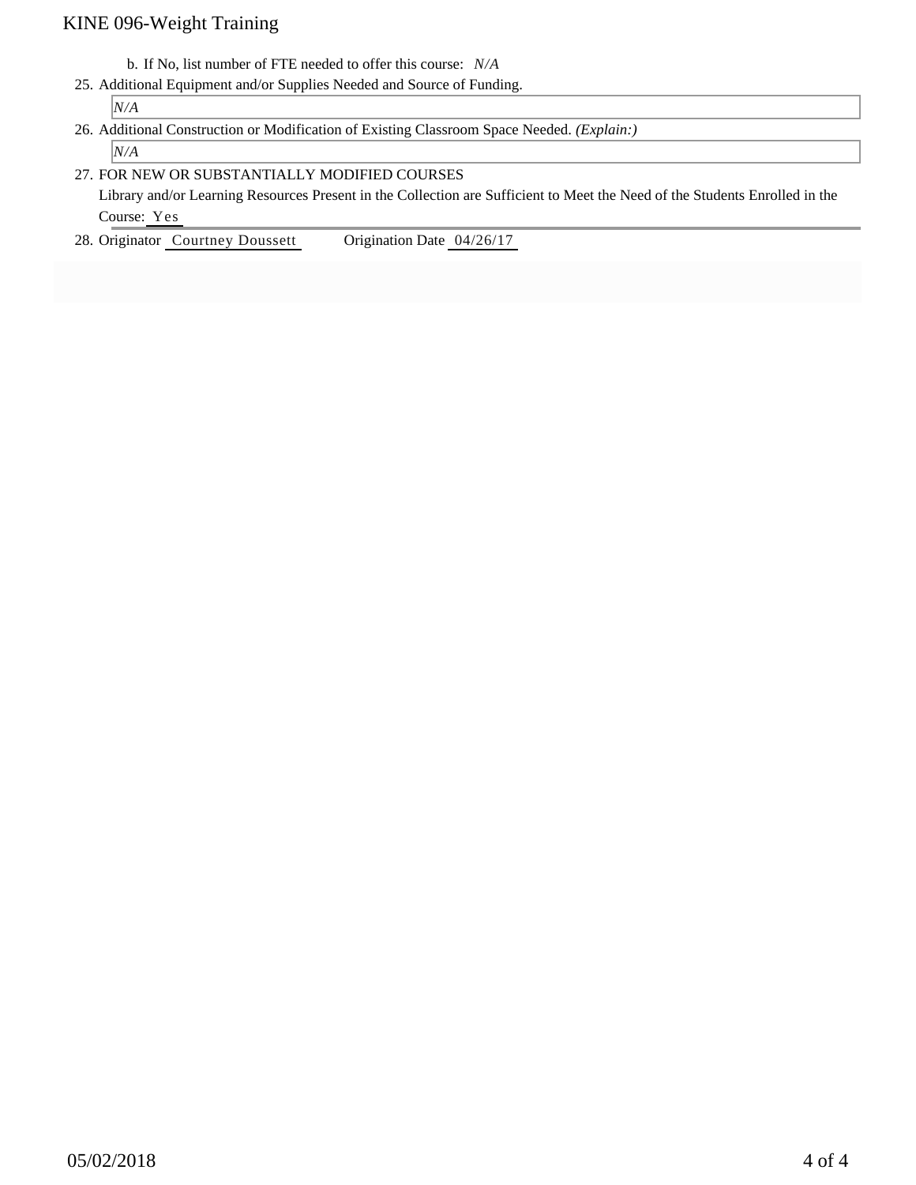b. If No, list number of FTE needed to offer this course: *N/A*

25. Additional Equipment and/or Supplies Needed and Source of Funding.

    *N/A*

26. Additional Construction or Modification of Existing Classroom Space Needed. *(Explain:)*

    *N/A*

27. FOR NEW OR SUBSTANTIALLY MODIFIED COURSES

    Library and/or Learning Resources Present in the Collection are Sufficient to Meet the Need of the Students Enrolled in the Course: Yes

28. Originator Courtney Doussett Origination Date 04/26/17